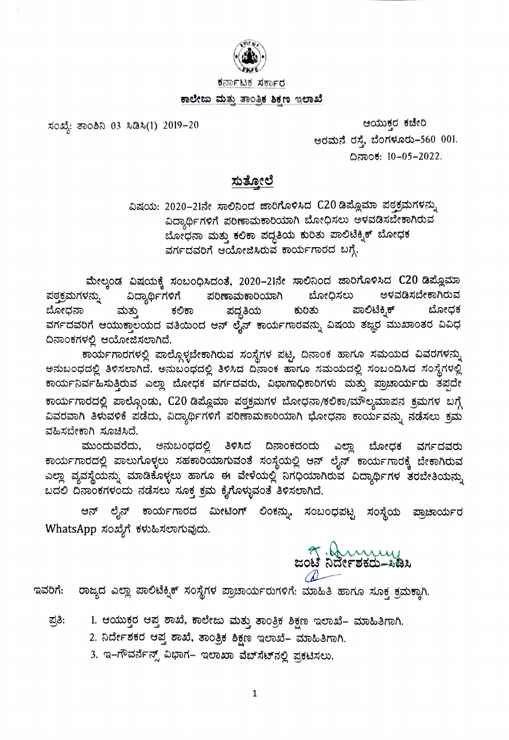ಕರ್ನಾಟಕ ಸರ್ಕಾರ

**ಕಾಲೇಜು ಮತ್ತು ತಾಂತ್ರಿಕ ಶಿಕ್ಷಣ ಇಲಾಖೆ**

ಸಂಖ್ಯೆ: ತಾಂಶಿನಿ 03 ಸಿಡಿಸಿ(1) 2019-20

ಆಯುಕ್ತರ ಕಚೇರಿ
ಅರಮನೆ ರಸ್ತೆ, ಬೆಂಗಳೂರು-560 001.
ದಿನಾಂಕ: 10-05-2022.

## ಸುತ್ತೋಲೆ

ವಿಷಯ: 2020-21ನೇ ಸಾಲಿನಿಂದ ಜಾರಿಗೊಳಿಸಿದ C20 ಡಿಪ್ಲೊಮಾ ಪಠ್ಯಕ್ರಮಗಳನ್ನು ವಿದ್ಯಾರ್ಥಿಗಳಿಗೆ ಪರಿಣಾಮಕಾರಿಯಾಗಿ ಬೋಧಿಸಲು ಅಳವಡಿಸಬೇಕಾಗಿರುವ ಬೋಧನಾ ಮತ್ತು ಕಲಿಕಾ ಪದ್ಧತಿಯ ಕುರಿತು ಪಾಲಿಟೆಕ್ನಿಕ್ ಬೋಧಕ ವರ್ಗದವರಿಗೆ ಆಯೋಜಿಸಿರುವ ಕಾರ್ಯಾಗಾರದ ಬಗ್ಗೆ.

ಮೇಲ್ಕಂಡ ವಿಷಯಕ್ಕೆ ಸಂಬಂಧಿಸಿದಂತೆ, 2020-21ನೇ ಸಾಲಿನಿಂದ ಜಾರಿಗೊಳಿಸಿದ C20 ಡಿಪ್ಲೊಮಾ ಪಠ್ಯಕ್ರಮಗಳನ್ನು ವಿದ್ಯಾರ್ಥಿಗಳಿಗೆ ಪರಿಣಾಮಕಾರಿಯಾಗಿ ಬೋಧಿಸಲು ಅಳವಡಿಸಬೇಕಾಗಿರುವ ಬೋಧನಾ ಮತ್ತು ಕಲಿಕಾ ಪದ್ಧತಿಯ ಕುರಿತು ಪಾಲಿಟೆಕ್ನಿಕ್ ಬೋಧಕ ವರ್ಗದವರಿಗೆ ಆಯುಕ್ತಾಲಯದ ವತಿಯಿಂದ ಆನ್ ಲೈನ್ ಕಾರ್ಯಾಗಾರವನ್ನು ವಿಷಯ ತಜ್ಞರ ಮುಖಾಂತರ ವಿವಿಧ ದಿನಾಂಕಗಳಲ್ಲಿ ಆಯೋಜಿಸಲಾಗಿದೆ.

ಕಾರ್ಯಾಗಾರಗಳಲ್ಲಿ ಪಾಲ್ಗೊಳ್ಳಬೇಕಾಗಿರುವ ಸಂಸ್ಥೆಗಳ ಪಟ್ಟಿ, ದಿನಾಂಕ ಹಾಗೂ ಸಮಯದ ವಿವರಗಳನ್ನು ಅನುಬಂಧದಲ್ಲಿ ತಿಳಿಸಲಾಗಿದೆ. ಅನುಬಂಧದಲ್ಲಿ ತಿಳಿಸಿದ ದಿನಾಂಕ ಹಾಗೂ ಸಮಯದಲ್ಲಿ ಸಂಬಂದಿಸಿದ ಸಂಸ್ಥೆಗಳಲ್ಲಿ ಕಾರ್ಯನಿರ್ವಹಿಸುತ್ತಿರುವ ಎಲ್ಲಾ ಬೋಧಕ ವರ್ಗದವರು, ವಿಭಾಗಾಧಿಕಾರಿಗಳು ಮತ್ತು ಪ್ರಾಚಾರ್ಯರು ತಪ್ಪದೇ ಕಾರ್ಯಾಗಾರದಲ್ಲಿ ಪಾಲ್ಗೊಂಡು, C20 ಡಿಪ್ಲೊಮಾ ಪಠ್ಯಕ್ರಮಗಳ ಬೋಧನಾ/ಕಲಿಕಾ/ಮೌಲ್ಯಮಾಪನ ಕ್ರಮಗಳ ಬಗ್ಗೆ ವಿವರವಾಗಿ ತಿಳುವಳಿಕೆ ಪಡೆದು, ವಿದ್ಯಾರ್ಥಿಗಳಿಗೆ ಪರಿಣಾಮಕಾರಿಯಾಗಿ ಭೋದನಾ ಕಾರ್ಯವನ್ನು ನಡೆಸಲು ಕ್ರಮ ವಹಿಸಬೇಕಾಗಿ ಸೂಚಿಸಿದೆ.

ಮುಂದುವರೆದು, ಅನುಬಂಧದಲ್ಲಿ ತಿಳಿಸಿದ ದಿನಾಂಕದಂದು ಎಲ್ಲಾ ಬೋಧಕ ವರ್ಗದವರು ಕಾರ್ಯಾಗಾರದಲ್ಲಿ ಪಾಲುಗೊಳ್ಳಲು ಸಹಕಾರಿಯಾಗುವಂತೆ ಸಂಸ್ಥೆಯಲ್ಲಿ ಆನ್ ಲೈನ್ ಕಾರ್ಯಾಗಾರಕ್ಕೆ ಬೇಕಾಗಿರುವ ಎಲ್ಲಾ ವ್ಯವಸ್ಥೆಯನ್ನು ಮಾಡಿಕೊಳ್ಳಲು ಹಾಗೂ ಈ ವೇಳೆಯಲ್ಲಿ ನಿಗದಿಯಾಗಿರುವ ವಿದ್ಯಾರ್ಥಿಗಳ ತರಬೇತಿಯನ್ನು ಬದಲಿ ದಿನಾಂಕಗಳಂದು ನಡೆಸಲು ಸೂಕ್ತ ಕ್ರಮ ಕೈಗೊಳ್ಳುವಂತೆ ತಿಳಿಸಲಾಗಿದೆ.

ಆನ್ ಲೈನ್ ಕಾರ್ಯಾಗಾರದ ಮೀಟಿಂಗ್ ಲಿಂಕನ್ನು, ಸಂಬಂಧಪಟ್ಟ ಸಂಸ್ಥೆಯ ಪ್ರಾಚಾರ್ಯರ WhatsApp ಸಂಖ್ಯೆಗೆ ಕಳುಹಿಸಲಾಗುವುದು.

ಜಂಟಿ ನಿರ್ದೇಶಕರು-ಸಿಡಿಸಿ

ಇವರಿಗೆ: ರಾಜ್ಯದ ಎಲ್ಲಾ ಪಾಲಿಟೆಕ್ನಿಕ್ ಸಂಸ್ಥೆಗಳ ಪ್ರಾಚಾರ್ಯರುಗಳಿಗೆ: ಮಾಹಿತಿ ಹಾಗೂ ಸೂಕ್ತ ಕ್ರಮಕ್ಕಾಗಿ.

ಪ್ರತಿ:
1. ಆಯುಕ್ತರ ಆಪ್ತ ಶಾಖೆ, ಕಾಲೇಜು ಮತ್ತು ತಾಂತ್ರಿಕ ಶಿಕ್ಷಣ ಇಲಾಖೆ- ಮಾಹಿತಿಗಾಗಿ.
2. ನಿರ್ದೇಶಕರ ಆಪ್ತ ಶಾಖೆ, ತಾಂತ್ರಿಕ ಶಿಕ್ಷಣ ಇಲಾಖೆ- ಮಾಹಿತಿಗಾಗಿ.
3. ಇ-ಗೌವರ್ನೆನ್ಸ್ ವಿಭಾಗ- ಇಲಾಖಾ ವೆಬ್‌ಸೈಟ್‌ನಲ್ಲಿ ಪ್ರಕಟಿಸಲು.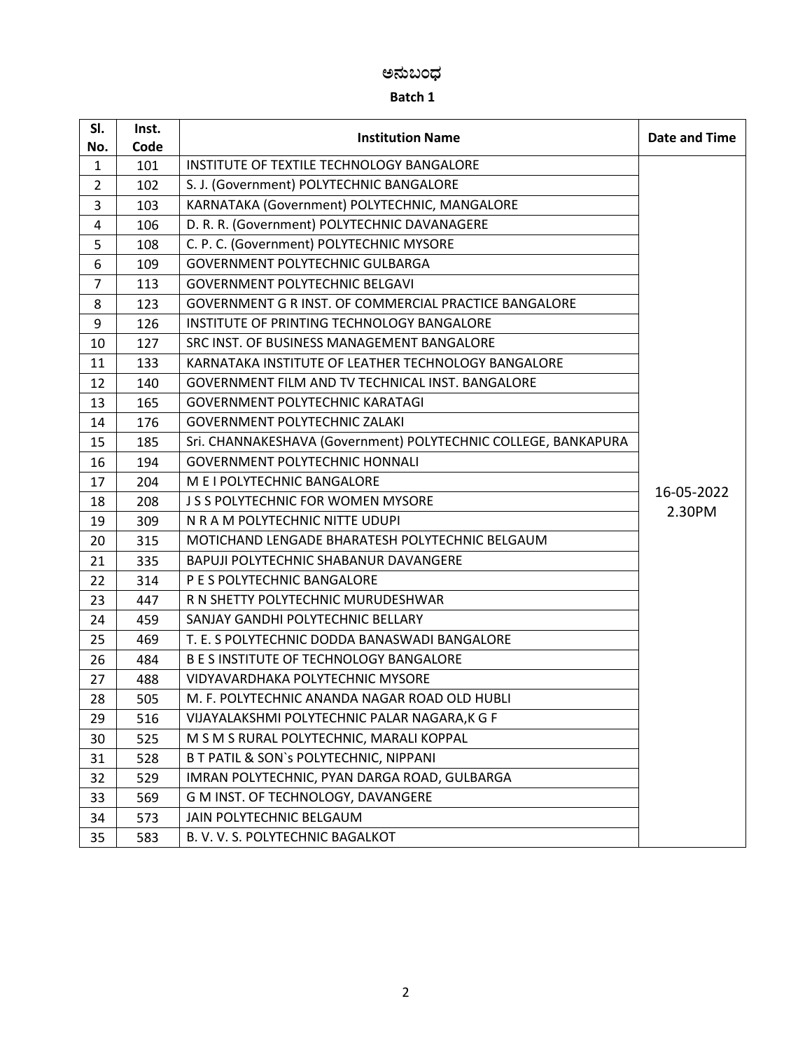# ಅನುಬಂಧ

## Batch 1

| Sl. No. | Inst. Code | Institution Name | Date and Time |
|---|---|---|---|
| 1 | 101 | INSTITUTE OF TEXTILE TECHNOLOGY BANGALORE | 16-05-2022 2.30PM |
| 2 | 102 | S. J. (Government) POLYTECHNIC BANGALORE | |
| 3 | 103 | KARNATAKA (Government) POLYTECHNIC, MANGALORE | |
| 4 | 106 | D. R. R. (Government) POLYTECHNIC DAVANAGERE | |
| 5 | 108 | C. P. C. (Government) POLYTECHNIC MYSORE | |
| 6 | 109 | GOVERNMENT POLYTECHNIC GULBARGA | |
| 7 | 113 | GOVERNMENT POLYTECHNIC BELGAVI | |
| 8 | 123 | GOVERNMENT G R INST. OF COMMERCIAL PRACTICE BANGALORE | |
| 9 | 126 | INSTITUTE OF PRINTING TECHNOLOGY BANGALORE | |
| 10 | 127 | SRC INST. OF BUSINESS MANAGEMENT BANGALORE | |
| 11 | 133 | KARNATAKA INSTITUTE OF LEATHER TECHNOLOGY BANGALORE | |
| 12 | 140 | GOVERNMENT FILM AND TV TECHNICAL INST. BANGALORE | |
| 13 | 165 | GOVERNMENT POLYTECHNIC KARATAGI | |
| 14 | 176 | GOVERNMENT POLYTECHNIC ZALAKI | |
| 15 | 185 | Sri. CHANNAKESHAVA (Government) POLYTECHNIC COLLEGE, BANKAPURA | |
| 16 | 194 | GOVERNMENT POLYTECHNIC HONNALI | |
| 17 | 204 | M E I POLYTECHNIC BANGALORE | |
| 18 | 208 | J S S POLYTECHNIC FOR WOMEN MYSORE | |
| 19 | 309 | N R A M POLYTECHNIC NITTE UDUPI | |
| 20 | 315 | MOTICHAND LENGADE BHARATESH POLYTECHNIC BELGAUM | |
| 21 | 335 | BAPUJI POLYTECHNIC SHABANUR DAVANGERE | |
| 22 | 314 | P E S POLYTECHNIC BANGALORE | |
| 23 | 447 | R N SHETTY POLYTECHNIC MURUDESHWAR | |
| 24 | 459 | SANJAY GANDHI POLYTECHNIC BELLARY | |
| 25 | 469 | T. E. S POLYTECHNIC DODDA BANASWADI BANGALORE | |
| 26 | 484 | B E S INSTITUTE OF TECHNOLOGY BANGALORE | |
| 27 | 488 | VIDYAVARDHAKA POLYTECHNIC MYSORE | |
| 28 | 505 | M. F. POLYTECHNIC ANANDA NAGAR ROAD OLD HUBLI | |
| 29 | 516 | VIJAYALAKSHMI POLYTECHNIC PALAR NAGARA,K G F | |
| 30 | 525 | M S M S RURAL POLYTECHNIC, MARALI KOPPAL | |
| 31 | 528 | B T PATIL & SON`s POLYTECHNIC, NIPPANI | |
| 32 | 529 | IMRAN POLYTECHNIC, PYAN DARGA ROAD, GULBARGA | |
| 33 | 569 | G M INST. OF TECHNOLOGY, DAVANGERE | |
| 34 | 573 | JAIN POLYTECHNIC BELGAUM | |
| 35 | 583 | B. V. V. S. POLYTECHNIC BAGALKOT | |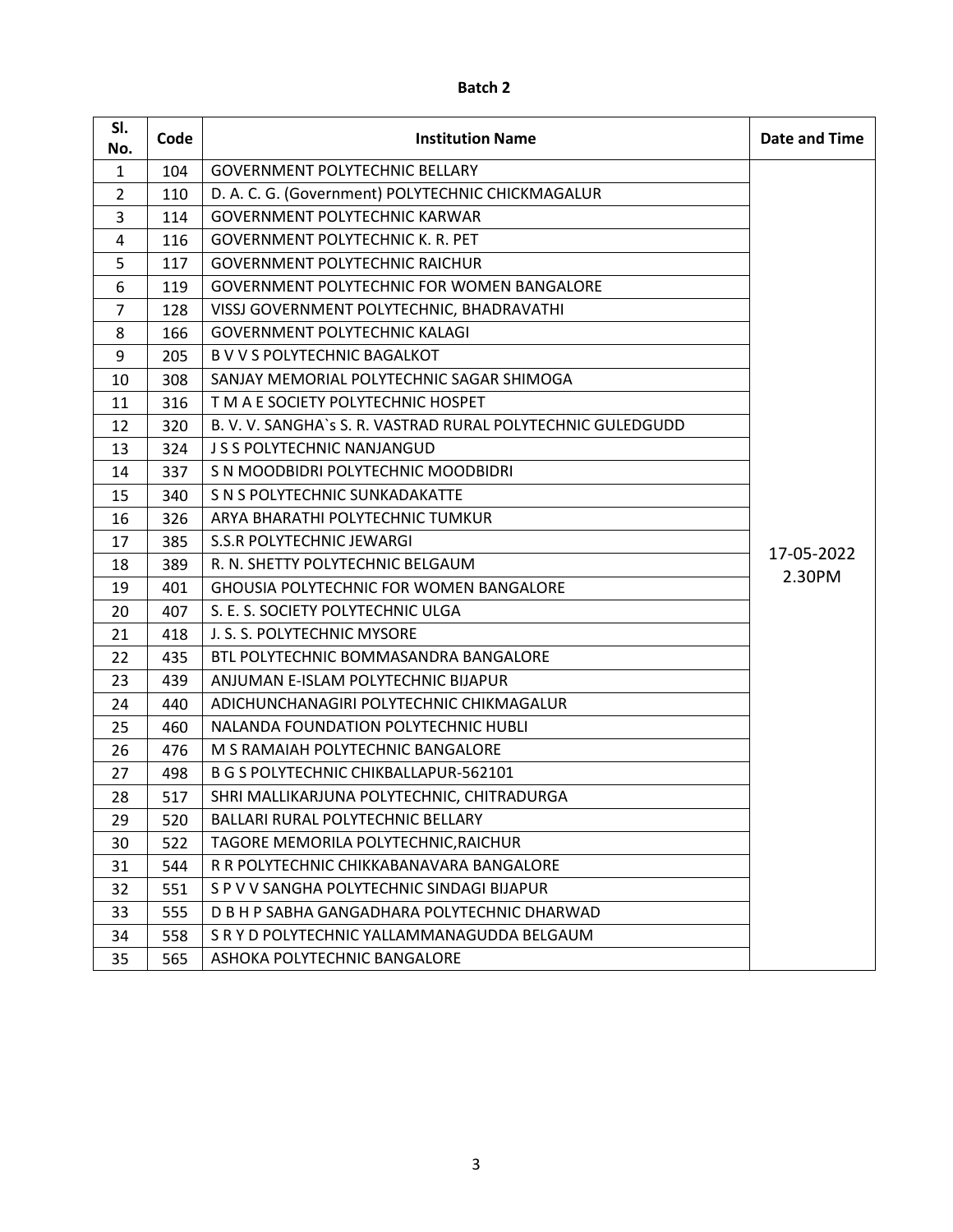**Batch 2**

| Sl. No. | Code | Institution Name | Date and Time |
|---|---|---|---|
| 1 | 104 | GOVERNMENT POLYTECHNIC BELLARY | 17-05-2022 2.30PM |
| 2 | 110 | D. A. C. G. (Government) POLYTECHNIC CHICKMAGALUR | |
| 3 | 114 | GOVERNMENT POLYTECHNIC KARWAR | |
| 4 | 116 | GOVERNMENT POLYTECHNIC K. R. PET | |
| 5 | 117 | GOVERNMENT POLYTECHNIC RAICHUR | |
| 6 | 119 | GOVERNMENT POLYTECHNIC FOR WOMEN BANGALORE | |
| 7 | 128 | VISSJ GOVERNMENT POLYTECHNIC, BHADRAVATHI | |
| 8 | 166 | GOVERNMENT POLYTECHNIC KALAGI | |
| 9 | 205 | B V V S POLYTECHNIC BAGALKOT | |
| 10 | 308 | SANJAY MEMORIAL POLYTECHNIC SAGAR SHIMOGA | |
| 11 | 316 | T M A E SOCIETY POLYTECHNIC HOSPET | |
| 12 | 320 | B. V. V. SANGHA`s S. R. VASTRAD RURAL POLYTECHNIC GULEDGUDD | |
| 13 | 324 | J S S POLYTECHNIC NANJANGUD | |
| 14 | 337 | S N MOODBIDRI POLYTECHNIC MOODBIDRI | |
| 15 | 340 | S N S POLYTECHNIC SUNKADAKATTE | |
| 16 | 326 | ARYA BHARATHI POLYTECHNIC TUMKUR | |
| 17 | 385 | S.S.R POLYTECHNIC JEWARGI | |
| 18 | 389 | R. N. SHETTY POLYTECHNIC BELGAUM | |
| 19 | 401 | GHOUSIA POLYTECHNIC FOR WOMEN BANGALORE | |
| 20 | 407 | S. E. S. SOCIETY POLYTECHNIC ULGA | |
| 21 | 418 | J. S. S. POLYTECHNIC MYSORE | |
| 22 | 435 | BTL POLYTECHNIC BOMMASANDRA BANGALORE | |
| 23 | 439 | ANJUMAN E-ISLAM POLYTECHNIC BIJAPUR | |
| 24 | 440 | ADICHUNCHANAGIRI POLYTECHNIC CHIKMAGALUR | |
| 25 | 460 | NALANDA FOUNDATION POLYTECHNIC HUBLI | |
| 26 | 476 | M S RAMAIAH POLYTECHNIC BANGALORE | |
| 27 | 498 | B G S POLYTECHNIC CHIKBALLAPUR-562101 | |
| 28 | 517 | SHRI MALLIKARJUNA POLYTECHNIC, CHITRADURGA | |
| 29 | 520 | BALLARI RURAL POLYTECHNIC BELLARY | |
| 30 | 522 | TAGORE MEMORILA POLYTECHNIC,RAICHUR | |
| 31 | 544 | R R POLYTECHNIC CHIKKABANAVARA BANGALORE | |
| 32 | 551 | S P V V SANGHA POLYTECHNIC SINDAGI BIJAPUR | |
| 33 | 555 | D B H P SABHA GANGADHARA POLYTECHNIC DHARWAD | |
| 34 | 558 | S R Y D POLYTECHNIC YALLAMMANAGUDDA BELGAUM | |
| 35 | 565 | ASHOKA POLYTECHNIC BANGALORE | |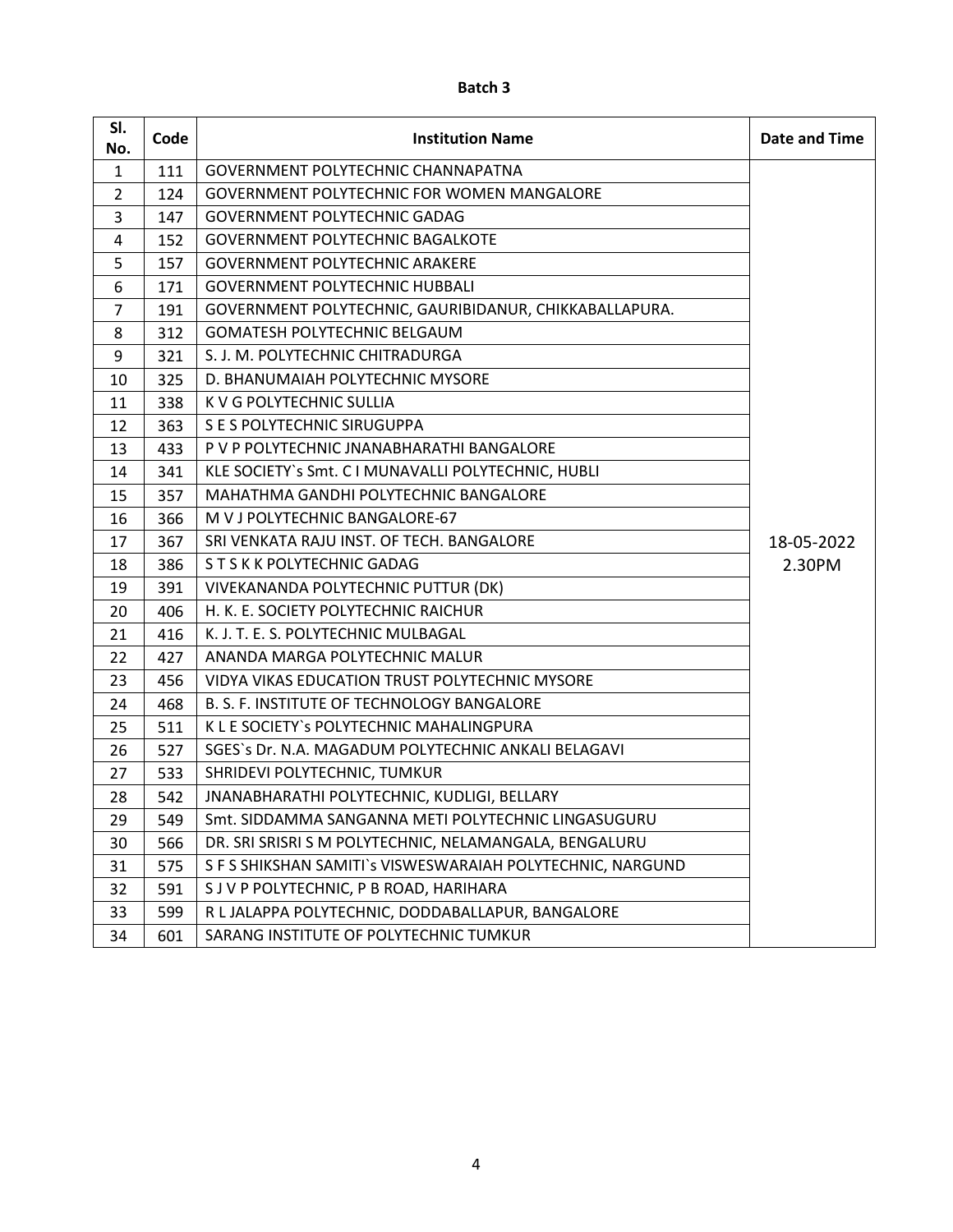**Batch 3**

| Sl. No. | Code | Institution Name | Date and Time |
|---|---|---|---|
| 1 | 111 | GOVERNMENT POLYTECHNIC CHANNAPATNA | 18-05-2022 2.30PM |
| 2 | 124 | GOVERNMENT POLYTECHNIC FOR WOMEN MANGALORE | |
| 3 | 147 | GOVERNMENT POLYTECHNIC GADAG | |
| 4 | 152 | GOVERNMENT POLYTECHNIC BAGALKOTE | |
| 5 | 157 | GOVERNMENT POLYTECHNIC ARAKERE | |
| 6 | 171 | GOVERNMENT POLYTECHNIC HUBBALI | |
| 7 | 191 | GOVERNMENT POLYTECHNIC, GAURIBIDANUR, CHIKKABALLAPURA. | |
| 8 | 312 | GOMATESH POLYTECHNIC BELGAUM | |
| 9 | 321 | S. J. M. POLYTECHNIC CHITRADURGA | |
| 10 | 325 | D. BHANUMAIAH POLYTECHNIC MYSORE | |
| 11 | 338 | K V G POLYTECHNIC SULLIA | |
| 12 | 363 | S E S POLYTECHNIC SIRUGUPPA | |
| 13 | 433 | P V P POLYTECHNIC JNANABHARATHI BANGALORE | |
| 14 | 341 | KLE SOCIETY`s Smt. C I MUNAVALLI POLYTECHNIC, HUBLI | |
| 15 | 357 | MAHATHMA GANDHI POLYTECHNIC BANGALORE | |
| 16 | 366 | M V J POLYTECHNIC BANGALORE-67 | |
| 17 | 367 | SRI VENKATA RAJU INST. OF TECH. BANGALORE | |
| 18 | 386 | S T S K K POLYTECHNIC GADAG | |
| 19 | 391 | VIVEKANANDA POLYTECHNIC PUTTUR (DK) | |
| 20 | 406 | H. K. E. SOCIETY POLYTECHNIC RAICHUR | |
| 21 | 416 | K. J. T. E. S. POLYTECHNIC MULBAGAL | |
| 22 | 427 | ANANDA MARGA POLYTECHNIC MALUR | |
| 23 | 456 | VIDYA VIKAS EDUCATION TRUST POLYTECHNIC MYSORE | |
| 24 | 468 | B. S. F. INSTITUTE OF TECHNOLOGY BANGALORE | |
| 25 | 511 | K L E SOCIETY`s POLYTECHNIC MAHALINGPURA | |
| 26 | 527 | SGES`s Dr. N.A. MAGADUM POLYTECHNIC ANKALI BELAGAVI | |
| 27 | 533 | SHRIDEVI POLYTECHNIC, TUMKUR | |
| 28 | 542 | JNANABHARATHI POLYTECHNIC, KUDLIGI, BELLARY | |
| 29 | 549 | Smt. SIDDAMMA SANGANNA METI POLYTECHNIC LINGASUGURU | |
| 30 | 566 | DR. SRI SRISRI S M POLYTECHNIC, NELAMANGALA, BENGALURU | |
| 31 | 575 | S F S SHIKSHAN SAMITI`s VISWESWARAIAH POLYTECHNIC, NARGUND | |
| 32 | 591 | S J V P POLYTECHNIC, P B ROAD, HARIHARA | |
| 33 | 599 | R L JALAPPA POLYTECHNIC, DODDABALLAPUR, BANGALORE | |
| 34 | 601 | SARANG INSTITUTE OF POLYTECHNIC TUMKUR | |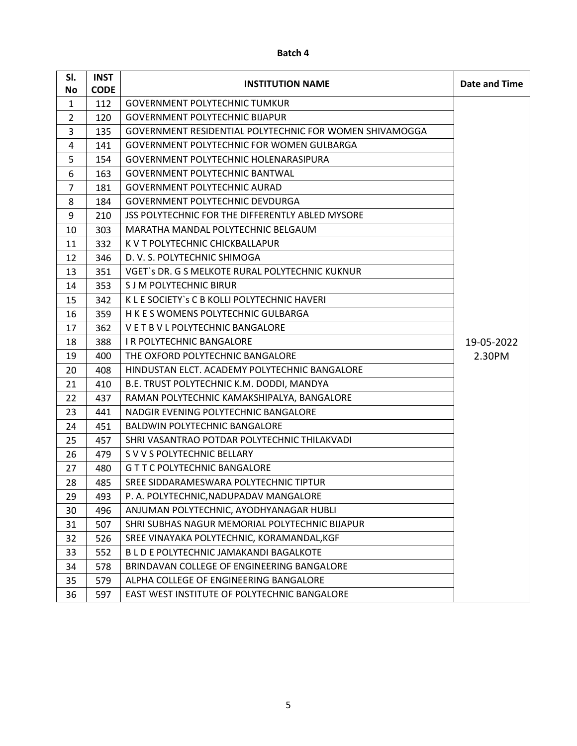**Batch 4**

| Sl. No | INST CODE | INSTITUTION NAME | Date and Time |
|---|---|---|---|
| 1 | 112 | GOVERNMENT POLYTECHNIC TUMKUR | 19-05-2022 2.30PM |
| 2 | 120 | GOVERNMENT POLYTECHNIC BIJAPUR | |
| 3 | 135 | GOVERNMENT RESIDENTIAL POLYTECHNIC FOR WOMEN SHIVAMOGGA | |
| 4 | 141 | GOVERNMENT POLYTECHNIC FOR WOMEN GULBARGA | |
| 5 | 154 | GOVERNMENT POLYTECHNIC HOLENARASIPURA | |
| 6 | 163 | GOVERNMENT POLYTECHNIC BANTWAL | |
| 7 | 181 | GOVERNMENT POLYTECHNIC AURAD | |
| 8 | 184 | GOVERNMENT POLYTECHNIC DEVDURGA | |
| 9 | 210 | JSS POLYTECHNIC FOR THE DIFFERENTLY ABLED MYSORE | |
| 10 | 303 | MARATHA MANDAL POLYTECHNIC BELGAUM | |
| 11 | 332 | K V T POLYTECHNIC CHICKBALLAPUR | |
| 12 | 346 | D. V. S. POLYTECHNIC SHIMOGA | |
| 13 | 351 | VGET`s DR. G S MELKOTE RURAL POLYTECHNIC KUKNUR | |
| 14 | 353 | S J M POLYTECHNIC BIRUR | |
| 15 | 342 | K L E SOCIETY`s C B KOLLI POLYTECHNIC HAVERI | |
| 16 | 359 | H K E S WOMENS POLYTECHNIC GULBARGA | |
| 17 | 362 | V E T B V L POLYTECHNIC BANGALORE | |
| 18 | 388 | I R POLYTECHNIC BANGALORE | |
| 19 | 400 | THE OXFORD POLYTECHNIC BANGALORE | |
| 20 | 408 | HINDUSTAN ELCT. ACADEMY POLYTECHNIC BANGALORE | |
| 21 | 410 | B.E. TRUST POLYTECHNIC K.M. DODDI, MANDYA | |
| 22 | 437 | RAMAN POLYTECHNIC KAMAKSHIPALYA, BANGALORE | |
| 23 | 441 | NADGIR EVENING POLYTECHNIC BANGALORE | |
| 24 | 451 | BALDWIN POLYTECHNIC BANGALORE | |
| 25 | 457 | SHRI VASANTRAO POTDAR POLYTECHNIC THILAKVADI | |
| 26 | 479 | S V V S POLYTECHNIC BELLARY | |
| 27 | 480 | G T T C POLYTECHNIC BANGALORE | |
| 28 | 485 | SREE SIDDARAMESWARA POLYTECHNIC TIPTUR | |
| 29 | 493 | P. A. POLYTECHNIC,NADUPADAV MANGALORE | |
| 30 | 496 | ANJUMAN POLYTECHNIC, AYODHYANAGAR HUBLI | |
| 31 | 507 | SHRI SUBHAS NAGUR MEMORIAL POLYTECHNIC BIJAPUR | |
| 32 | 526 | SREE VINAYAKA POLYTECHNIC, KORAMANDAL,KGF | |
| 33 | 552 | B L D E POLYTECHNIC JAMAKANDI BAGALKOTE | |
| 34 | 578 | BRINDAVAN COLLEGE OF ENGINEERING BANGALORE | |
| 35 | 579 | ALPHA COLLEGE OF ENGINEERING BANGALORE | |
| 36 | 597 | EAST WEST INSTITUTE OF POLYTECHNIC BANGALORE | |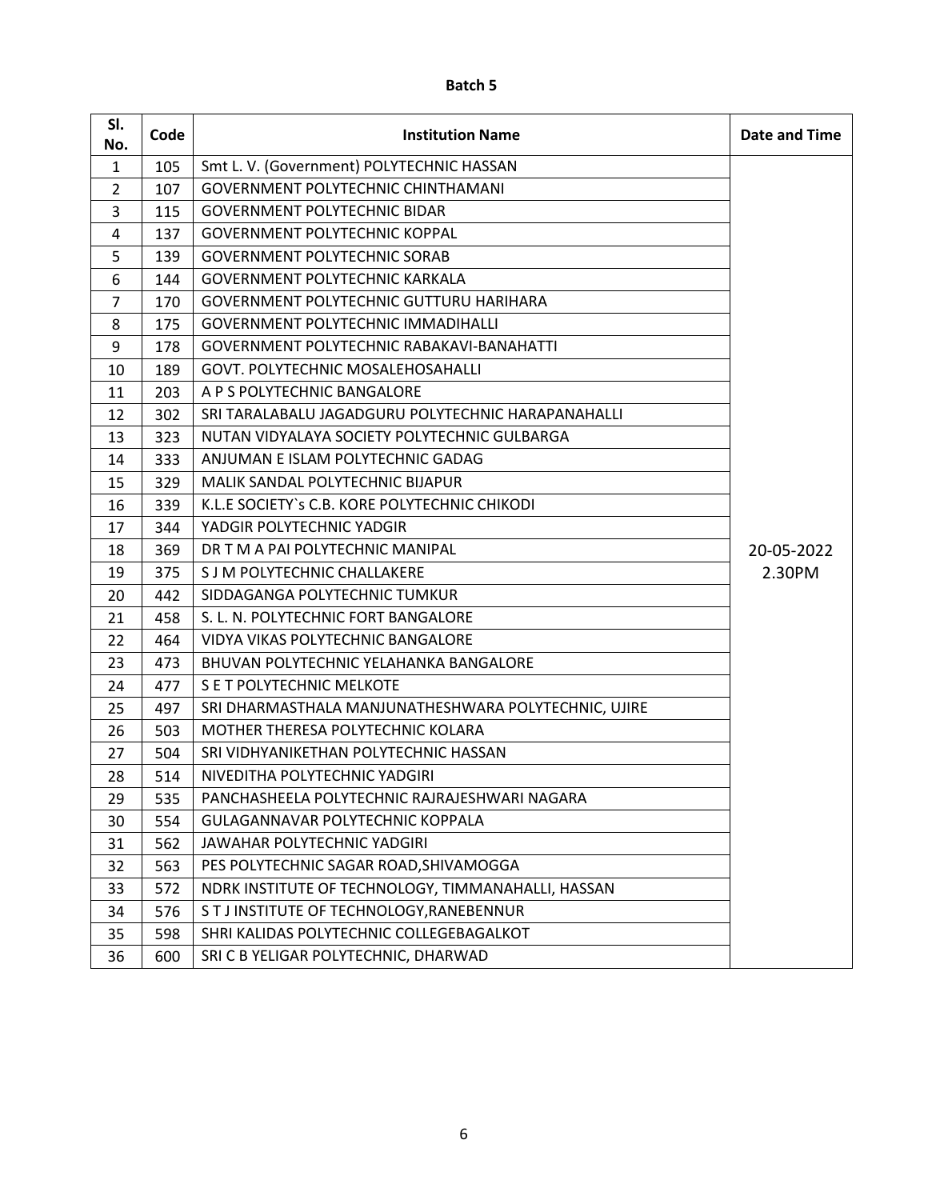**Batch 5**

| Sl. No. | Code | Institution Name | Date and Time |
|---|---|---|---|
| 1 | 105 | Smt L. V. (Government) POLYTECHNIC HASSAN | 20-05-2022 2.30PM |
| 2 | 107 | GOVERNMENT POLYTECHNIC CHINTHAMANI | |
| 3 | 115 | GOVERNMENT POLYTECHNIC BIDAR | |
| 4 | 137 | GOVERNMENT POLYTECHNIC KOPPAL | |
| 5 | 139 | GOVERNMENT POLYTECHNIC SORAB | |
| 6 | 144 | GOVERNMENT POLYTECHNIC KARKALA | |
| 7 | 170 | GOVERNMENT POLYTECHNIC GUTTURU HARIHARA | |
| 8 | 175 | GOVERNMENT POLYTECHNIC IMMADIHALLI | |
| 9 | 178 | GOVERNMENT POLYTECHNIC RABAKAVI-BANAHATTI | |
| 10 | 189 | GOVT. POLYTECHNIC MOSALEHOSAHALLI | |
| 11 | 203 | A P S POLYTECHNIC BANGALORE | |
| 12 | 302 | SRI TARALABALU JAGADGURU POLYTECHNIC HARAPANAHALLI | |
| 13 | 323 | NUTAN VIDYALAYA SOCIETY POLYTECHNIC GULBARGA | |
| 14 | 333 | ANJUMAN E ISLAM POLYTECHNIC GADAG | |
| 15 | 329 | MALIK SANDAL POLYTECHNIC BIJAPUR | |
| 16 | 339 | K.L.E SOCIETY`s C.B. KORE POLYTECHNIC CHIKODI | |
| 17 | 344 | YADGIR POLYTECHNIC YADGIR | |
| 18 | 369 | DR T M A PAI POLYTECHNIC MANIPAL | |
| 19 | 375 | S J M POLYTECHNIC CHALLAKERE | |
| 20 | 442 | SIDDAGANGA POLYTECHNIC TUMKUR | |
| 21 | 458 | S. L. N. POLYTECHNIC FORT BANGALORE | |
| 22 | 464 | VIDYA VIKAS POLYTECHNIC BANGALORE | |
| 23 | 473 | BHUVAN POLYTECHNIC YELAHANKA BANGALORE | |
| 24 | 477 | S E T POLYTECHNIC MELKOTE | |
| 25 | 497 | SRI DHARMASTHALA MANJUNATHESHWARA POLYTECHNIC, UJIRE | |
| 26 | 503 | MOTHER THERESA POLYTECHNIC KOLARA | |
| 27 | 504 | SRI VIDHYANIKETHAN POLYTECHNIC HASSAN | |
| 28 | 514 | NIVEDITHA POLYTECHNIC YADGIRI | |
| 29 | 535 | PANCHASHEELA POLYTECHNIC RAJRAJESHWARI NAGARA | |
| 30 | 554 | GULAGANNAVAR POLYTECHNIC KOPPALA | |
| 31 | 562 | JAWAHAR POLYTECHNIC YADGIRI | |
| 32 | 563 | PES POLYTECHNIC SAGAR ROAD,SHIVAMOGGA | |
| 33 | 572 | NDRK INSTITUTE OF TECHNOLOGY, TIMMANAHALLI, HASSAN | |
| 34 | 576 | S T J INSTITUTE OF TECHNOLOGY,RANEBENNUR | |
| 35 | 598 | SHRI KALIDAS POLYTECHNIC COLLEGEBAGALKOT | |
| 36 | 600 | SRI C B YELIGAR POLYTECHNIC, DHARWAD | |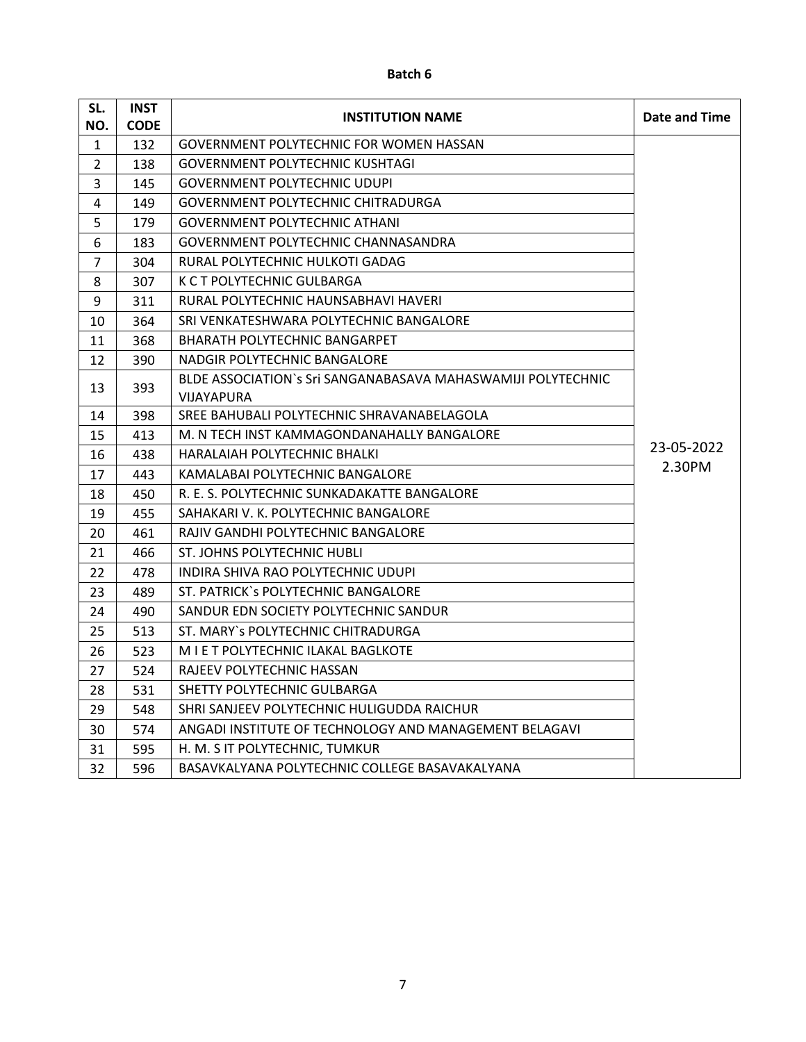**Batch 6**

| SL. NO. | INST CODE | INSTITUTION NAME | Date and Time |
|---|---|---|---|
| 1 | 132 | GOVERNMENT POLYTECHNIC FOR WOMEN HASSAN | 23-05-2022 2.30PM |
| 2 | 138 | GOVERNMENT POLYTECHNIC KUSHTAGI | |
| 3 | 145 | GOVERNMENT POLYTECHNIC UDUPI | |
| 4 | 149 | GOVERNMENT POLYTECHNIC CHITRADURGA | |
| 5 | 179 | GOVERNMENT POLYTECHNIC ATHANI | |
| 6 | 183 | GOVERNMENT POLYTECHNIC CHANNASANDRA | |
| 7 | 304 | RURAL POLYTECHNIC HULKOTI GADAG | |
| 8 | 307 | K C T POLYTECHNIC GULBARGA | |
| 9 | 311 | RURAL POLYTECHNIC HAUNSABHAVI HAVERI | |
| 10 | 364 | SRI VENKATESHWARA POLYTECHNIC BANGALORE | |
| 11 | 368 | BHARATH POLYTECHNIC BANGARPET | |
| 12 | 390 | NADGIR POLYTECHNIC BANGALORE | |
| 13 | 393 | BLDE ASSOCIATION`s Sri SANGANABASAVA MAHASWAMIJI POLYTECHNIC VIJAYAPURA | |
| 14 | 398 | SREE BAHUBALI POLYTECHNIC SHRAVANABELAGOLA | |
| 15 | 413 | M. N TECH INST KAMMAGONDANAHALLY BANGALORE | |
| 16 | 438 | HARALAIAH POLYTECHNIC BHALKI | |
| 17 | 443 | KAMALABAI POLYTECHNIC BANGALORE | |
| 18 | 450 | R. E. S. POLYTECHNIC SUNKADAKATTE BANGALORE | |
| 19 | 455 | SAHAKARI V. K. POLYTECHNIC BANGALORE | |
| 20 | 461 | RAJIV GANDHI POLYTECHNIC BANGALORE | |
| 21 | 466 | ST. JOHNS POLYTECHNIC HUBLI | |
| 22 | 478 | INDIRA SHIVA RAO POLYTECHNIC UDUPI | |
| 23 | 489 | ST. PATRICK`s POLYTECHNIC BANGALORE | |
| 24 | 490 | SANDUR EDN SOCIETY POLYTECHNIC SANDUR | |
| 25 | 513 | ST. MARY`s POLYTECHNIC CHITRADURGA | |
| 26 | 523 | M I E T POLYTECHNIC ILAKAL BAGLKOTE | |
| 27 | 524 | RAJEEV POLYTECHNIC HASSAN | |
| 28 | 531 | SHETTY POLYTECHNIC GULBARGA | |
| 29 | 548 | SHRI SANJEEV POLYTECHNIC HULIGUDDA RAICHUR | |
| 30 | 574 | ANGADI INSTITUTE OF TECHNOLOGY AND MANAGEMENT BELAGAVI | |
| 31 | 595 | H. M. S IT POLYTECHNIC, TUMKUR | |
| 32 | 596 | BASAVKALYANA POLYTECHNIC COLLEGE BASAVAKALYANA | |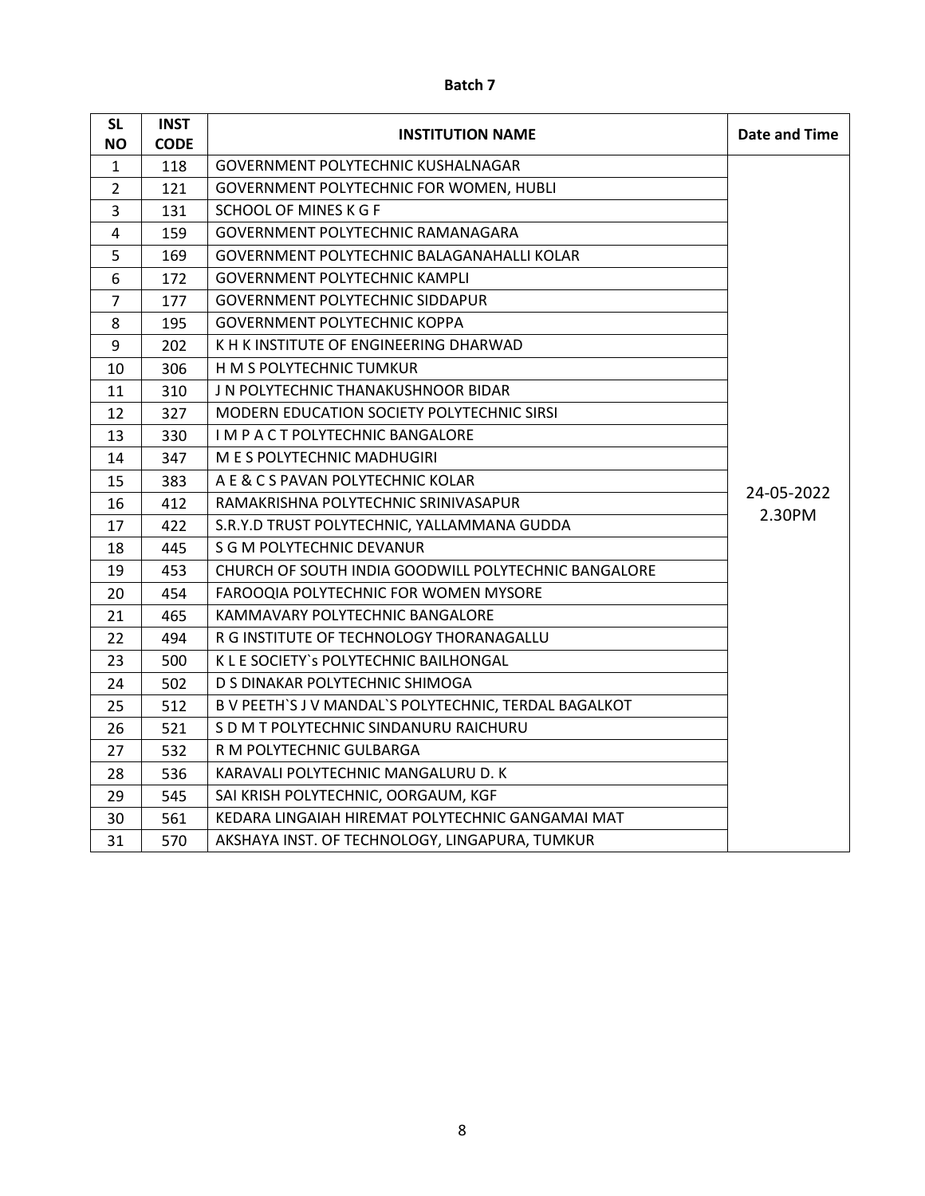**Batch 7**

| SL NO | INST CODE | INSTITUTION NAME | Date and Time |
|---|---|---|---|
| 1 | 118 | GOVERNMENT POLYTECHNIC KUSHALNAGAR | 24-05-2022 2.30PM |
| 2 | 121 | GOVERNMENT POLYTECHNIC FOR WOMEN, HUBLI | |
| 3 | 131 | SCHOOL OF MINES K G F | |
| 4 | 159 | GOVERNMENT POLYTECHNIC RAMANAGARA | |
| 5 | 169 | GOVERNMENT POLYTECHNIC BALAGANAHALLI KOLAR | |
| 6 | 172 | GOVERNMENT POLYTECHNIC KAMPLI | |
| 7 | 177 | GOVERNMENT POLYTECHNIC SIDDAPUR | |
| 8 | 195 | GOVERNMENT POLYTECHNIC KOPPA | |
| 9 | 202 | K H K INSTITUTE OF ENGINEERING DHARWAD | |
| 10 | 306 | H M S POLYTECHNIC TUMKUR | |
| 11 | 310 | J N POLYTECHNIC THANAKUSHNOOR BIDAR | |
| 12 | 327 | MODERN EDUCATION SOCIETY POLYTECHNIC SIRSI | |
| 13 | 330 | I M P A C T POLYTECHNIC BANGALORE | |
| 14 | 347 | M E S POLYTECHNIC MADHUGIRI | |
| 15 | 383 | A E & C S PAVAN POLYTECHNIC KOLAR | |
| 16 | 412 | RAMAKRISHNA POLYTECHNIC SRINIVASAPUR | |
| 17 | 422 | S.R.Y.D TRUST POLYTECHNIC, YALLAMMANA GUDDA | |
| 18 | 445 | S G M POLYTECHNIC DEVANUR | |
| 19 | 453 | CHURCH OF SOUTH INDIA GOODWILL POLYTECHNIC BANGALORE | |
| 20 | 454 | FAROOQIA POLYTECHNIC FOR WOMEN MYSORE | |
| 21 | 465 | KAMMAVARY POLYTECHNIC BANGALORE | |
| 22 | 494 | R G INSTITUTE OF TECHNOLOGY THORANAGALLU | |
| 23 | 500 | K L E SOCIETY`s POLYTECHNIC BAILHONGAL | |
| 24 | 502 | D S DINAKAR POLYTECHNIC SHIMOGA | |
| 25 | 512 | B V PEETH`S J V MANDAL`S POLYTECHNIC, TERDAL BAGALKOT | |
| 26 | 521 | S D M T POLYTECHNIC SINDANURU RAICHURU | |
| 27 | 532 | R M POLYTECHNIC GULBARGA | |
| 28 | 536 | KARAVALI POLYTECHNIC MANGALURU D. K | |
| 29 | 545 | SAI KRISH POLYTECHNIC, OORGAUM, KGF | |
| 30 | 561 | KEDARA LINGAIAH HIREMAT POLYTECHNIC GANGAMAI MAT | |
| 31 | 570 | AKSHAYA INST. OF TECHNOLOGY, LINGAPURA, TUMKUR | |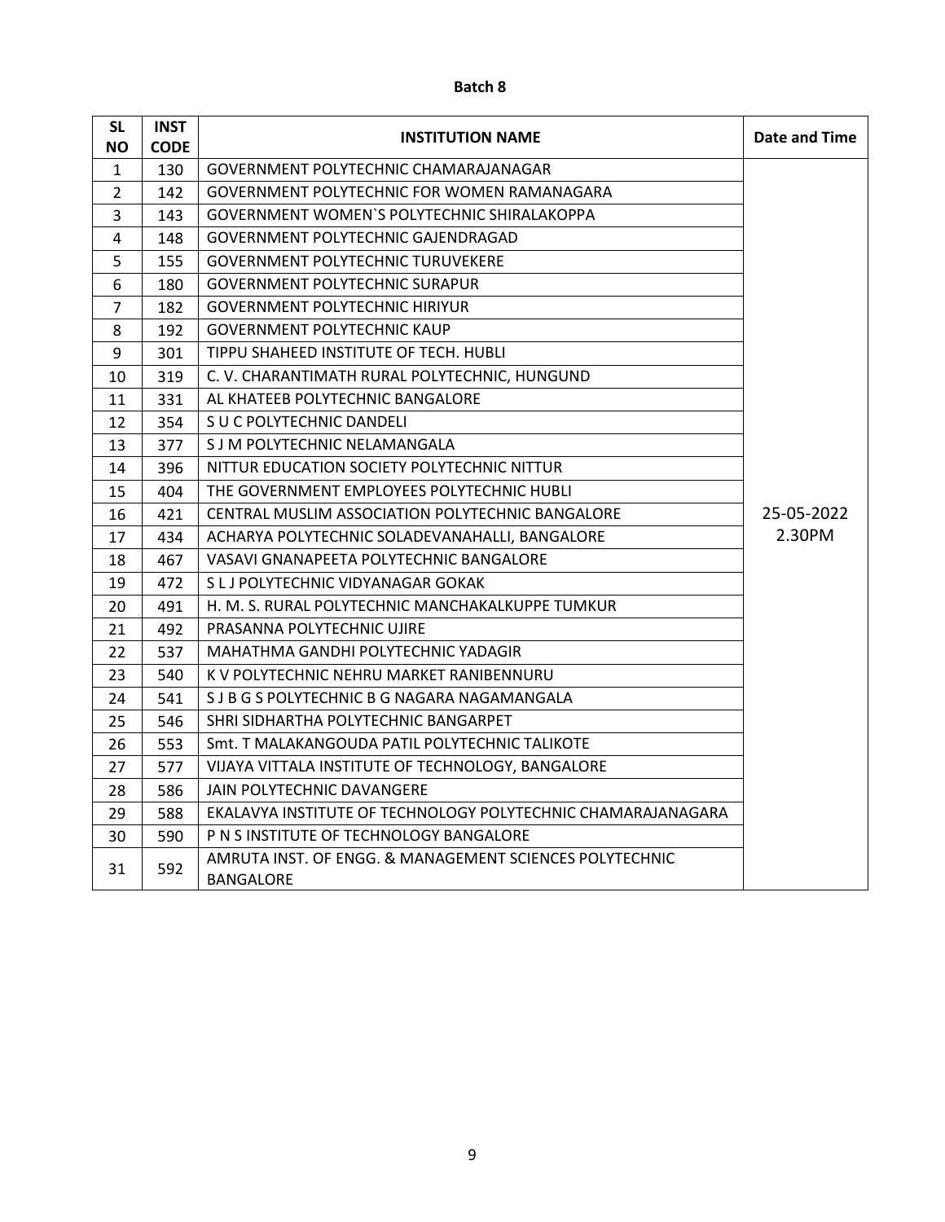**Batch 8**

| SL NO | INST CODE | INSTITUTION NAME | Date and Time |
|---|---|---|---|
| 1 | 130 | GOVERNMENT POLYTECHNIC CHAMARAJANAGAR | 25-05-2022 2.30PM |
| 2 | 142 | GOVERNMENT POLYTECHNIC FOR WOMEN RAMANAGARA | |
| 3 | 143 | GOVERNMENT WOMEN`S POLYTECHNIC SHIRALAKOPPA | |
| 4 | 148 | GOVERNMENT POLYTECHNIC GAJENDRAGAD | |
| 5 | 155 | GOVERNMENT POLYTECHNIC TURUVEKERE | |
| 6 | 180 | GOVERNMENT POLYTECHNIC SURAPUR | |
| 7 | 182 | GOVERNMENT POLYTECHNIC HIRIYUR | |
| 8 | 192 | GOVERNMENT POLYTECHNIC KAUP | |
| 9 | 301 | TIPPU SHAHEED INSTITUTE OF TECH. HUBLI | |
| 10 | 319 | C. V. CHARANTIMATH RURAL POLYTECHNIC, HUNGUND | |
| 11 | 331 | AL KHATEEB POLYTECHNIC BANGALORE | |
| 12 | 354 | S U C POLYTECHNIC DANDELI | |
| 13 | 377 | S J M POLYTECHNIC NELAMANGALA | |
| 14 | 396 | NITTUR EDUCATION SOCIETY POLYTECHNIC NITTUR | |
| 15 | 404 | THE GOVERNMENT EMPLOYEES POLYTECHNIC HUBLI | |
| 16 | 421 | CENTRAL MUSLIM ASSOCIATION POLYTECHNIC BANGALORE | |
| 17 | 434 | ACHARYA POLYTECHNIC SOLADEVANAHALLI, BANGALORE | |
| 18 | 467 | VASAVI GNANAPEETA POLYTECHNIC BANGALORE | |
| 19 | 472 | S L J POLYTECHNIC VIDYANAGAR GOKAK | |
| 20 | 491 | H. M. S. RURAL POLYTECHNIC MANCHAKALKUPPE TUMKUR | |
| 21 | 492 | PRASANNA POLYTECHNIC UJIRE | |
| 22 | 537 | MAHATHMA GANDHI POLYTECHNIC YADAGIR | |
| 23 | 540 | K V POLYTECHNIC NEHRU MARKET RANIBENNURU | |
| 24 | 541 | S J B G S POLYTECHNIC B G NAGARA NAGAMANGALA | |
| 25 | 546 | SHRI SIDHARTHA POLYTECHNIC BANGARPET | |
| 26 | 553 | Smt. T MALAKANGOUDA PATIL POLYTECHNIC TALIKOTE | |
| 27 | 577 | VIJAYA VITTALA INSTITUTE OF TECHNOLOGY, BANGALORE | |
| 28 | 586 | JAIN POLYTECHNIC DAVANGERE | |
| 29 | 588 | EKALAVYA INSTITUTE OF TECHNOLOGY POLYTECHNIC CHAMARAJANAGARA | |
| 30 | 590 | P N S INSTITUTE OF TECHNOLOGY BANGALORE | |
| 31 | 592 | AMRUTA INST. OF ENGG. & MANAGEMENT SCIENCES POLYTECHNIC BANGALORE | |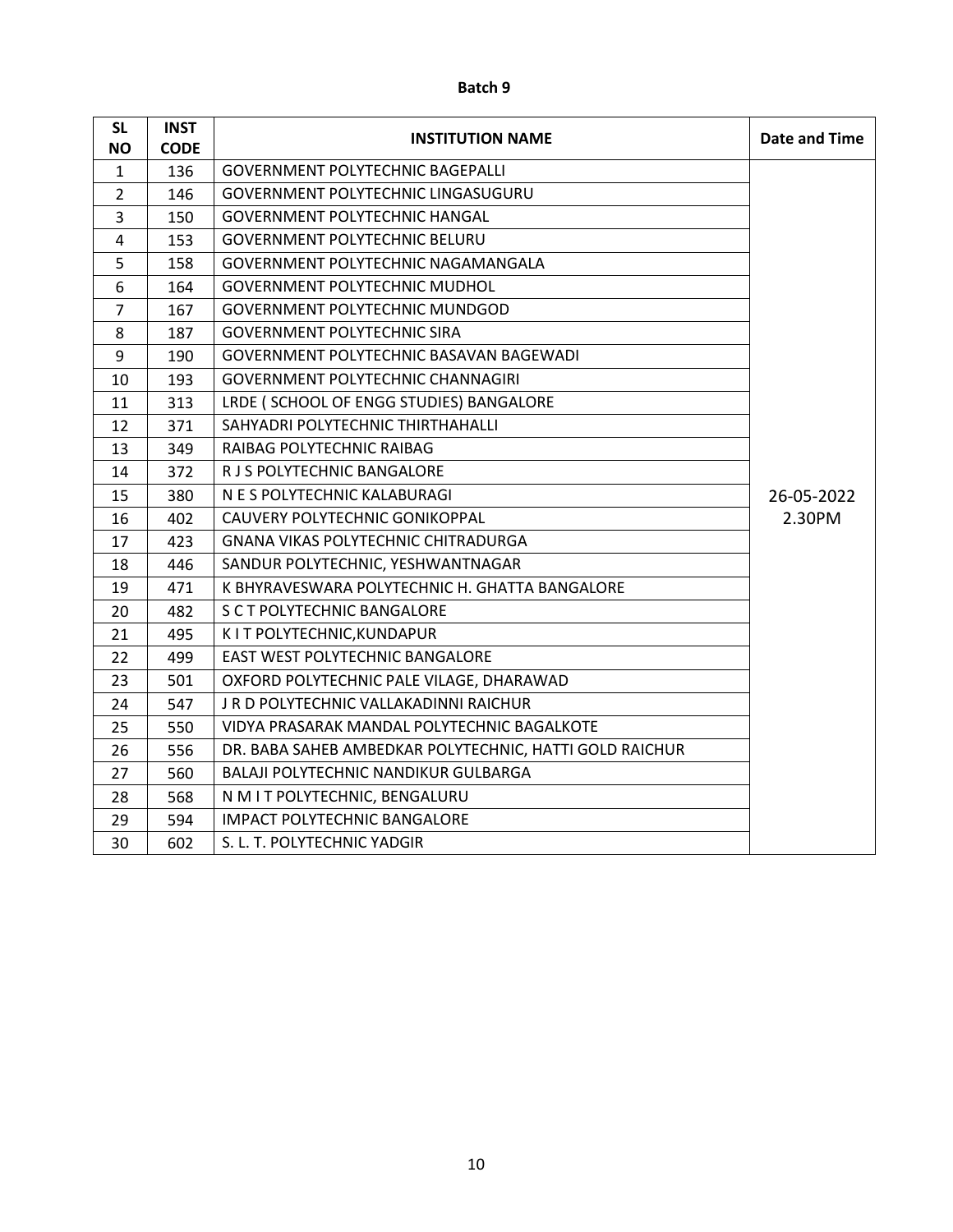**Batch 9**

| SL NO | INST CODE | INSTITUTION NAME | Date and Time |
|---|---|---|---|
| 1 | 136 | GOVERNMENT POLYTECHNIC BAGEPALLI | 26-05-2022 2.30PM |
| 2 | 146 | GOVERNMENT POLYTECHNIC LINGASUGURU | |
| 3 | 150 | GOVERNMENT POLYTECHNIC HANGAL | |
| 4 | 153 | GOVERNMENT POLYTECHNIC BELURU | |
| 5 | 158 | GOVERNMENT POLYTECHNIC NAGAMANGALA | |
| 6 | 164 | GOVERNMENT POLYTECHNIC MUDHOL | |
| 7 | 167 | GOVERNMENT POLYTECHNIC MUNDGOD | |
| 8 | 187 | GOVERNMENT POLYTECHNIC SIRA | |
| 9 | 190 | GOVERNMENT POLYTECHNIC BASAVAN BAGEWADI | |
| 10 | 193 | GOVERNMENT POLYTECHNIC CHANNAGIRI | |
| 11 | 313 | LRDE ( SCHOOL OF ENGG STUDIES) BANGALORE | |
| 12 | 371 | SAHYADRI POLYTECHNIC THIRTHAHALLI | |
| 13 | 349 | RAIBAG POLYTECHNIC RAIBAG | |
| 14 | 372 | R J S POLYTECHNIC BANGALORE | |
| 15 | 380 | N E S POLYTECHNIC KALABURAGI | |
| 16 | 402 | CAUVERY POLYTECHNIC GONIKOPPAL | |
| 17 | 423 | GNANA VIKAS POLYTECHNIC CHITRADURGA | |
| 18 | 446 | SANDUR POLYTECHNIC, YESHWANTNAGAR | |
| 19 | 471 | K BHYRAVESWARA POLYTECHNIC H. GHATTA BANGALORE | |
| 20 | 482 | S C T POLYTECHNIC BANGALORE | |
| 21 | 495 | K I T POLYTECHNIC,KUNDAPUR | |
| 22 | 499 | EAST WEST POLYTECHNIC BANGALORE | |
| 23 | 501 | OXFORD POLYTECHNIC PALE VILAGE, DHARAWAD | |
| 24 | 547 | J R D POLYTECHNIC VALLAKADINNI RAICHUR | |
| 25 | 550 | VIDYA PRASARAK MANDAL POLYTECHNIC BAGALKOTE | |
| 26 | 556 | DR. BABA SAHEB AMBEDKAR POLYTECHNIC, HATTI GOLD RAICHUR | |
| 27 | 560 | BALAJI POLYTECHNIC NANDIKUR GULBARGA | |
| 28 | 568 | N M I T POLYTECHNIC, BENGALURU | |
| 29 | 594 | IMPACT POLYTECHNIC BANGALORE | |
| 30 | 602 | S. L. T. POLYTECHNIC YADGIR | |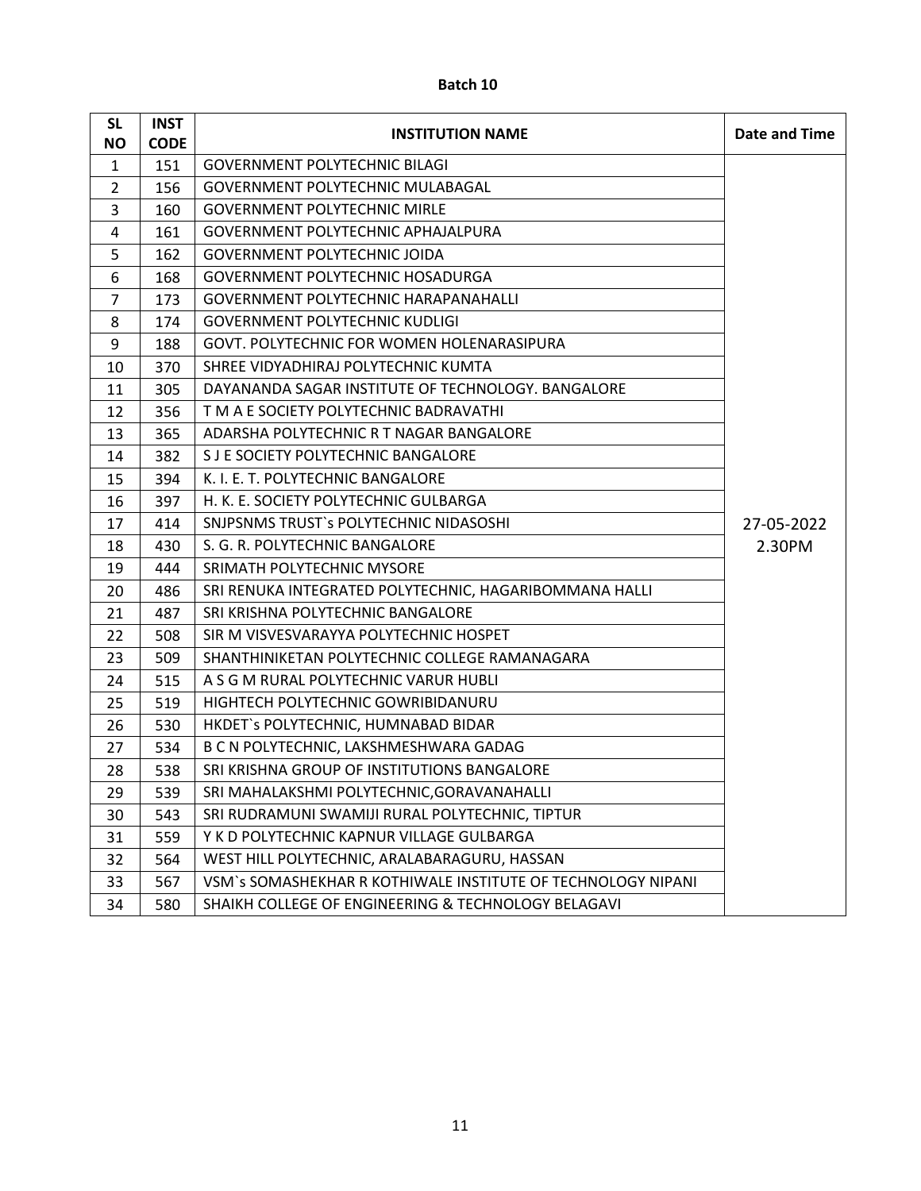**Batch 10**

| SL NO | INST CODE | INSTITUTION NAME | Date and Time |
|---|---|---|---|
| 1 | 151 | GOVERNMENT POLYTECHNIC BILAGI | 27-05-2022 2.30PM |
| 2 | 156 | GOVERNMENT POLYTECHNIC MULABAGAL | |
| 3 | 160 | GOVERNMENT POLYTECHNIC MIRLE | |
| 4 | 161 | GOVERNMENT POLYTECHNIC APHAJALPURA | |
| 5 | 162 | GOVERNMENT POLYTECHNIC JOIDA | |
| 6 | 168 | GOVERNMENT POLYTECHNIC HOSADURGA | |
| 7 | 173 | GOVERNMENT POLYTECHNIC HARAPANAHALLI | |
| 8 | 174 | GOVERNMENT POLYTECHNIC KUDLIGI | |
| 9 | 188 | GOVT. POLYTECHNIC FOR WOMEN HOLENARASIPURA | |
| 10 | 370 | SHREE VIDYADHIRAJ POLYTECHNIC KUMTA | |
| 11 | 305 | DAYANANDA SAGAR INSTITUTE OF TECHNOLOGY. BANGALORE | |
| 12 | 356 | T M A E SOCIETY POLYTECHNIC BADRAVATHI | |
| 13 | 365 | ADARSHA POLYTECHNIC R T NAGAR BANGALORE | |
| 14 | 382 | S J E SOCIETY POLYTECHNIC BANGALORE | |
| 15 | 394 | K. I. E. T. POLYTECHNIC BANGALORE | |
| 16 | 397 | H. K. E. SOCIETY POLYTECHNIC GULBARGA | |
| 17 | 414 | SNJPSNMS TRUST`s POLYTECHNIC NIDASOSHI | |
| 18 | 430 | S. G. R. POLYTECHNIC BANGALORE | |
| 19 | 444 | SRIMATH POLYTECHNIC MYSORE | |
| 20 | 486 | SRI RENUKA INTEGRATED POLYTECHNIC, HAGARIBOMMANA HALLI | |
| 21 | 487 | SRI KRISHNA POLYTECHNIC BANGALORE | |
| 22 | 508 | SIR M VISVESVARAYYA POLYTECHNIC HOSPET | |
| 23 | 509 | SHANTHINIKETAN POLYTECHNIC COLLEGE RAMANAGARA | |
| 24 | 515 | A S G M RURAL POLYTECHNIC VARUR HUBLI | |
| 25 | 519 | HIGHTECH POLYTECHNIC GOWRIBIDANURU | |
| 26 | 530 | HKDET`s POLYTECHNIC, HUMNABAD BIDAR | |
| 27 | 534 | B C N POLYTECHNIC, LAKSHMESHWARA GADAG | |
| 28 | 538 | SRI KRISHNA GROUP OF INSTITUTIONS BANGALORE | |
| 29 | 539 | SRI MAHALAKSHMI POLYTECHNIC,GORAVANAHALLI | |
| 30 | 543 | SRI RUDRAMUNI SWAMIJI RURAL POLYTECHNIC, TIPTUR | |
| 31 | 559 | Y K D POLYTECHNIC KAPNUR VILLAGE GULBARGA | |
| 32 | 564 | WEST HILL POLYTECHNIC, ARALABARAGURU, HASSAN | |
| 33 | 567 | VSM`s SOMASHEKHAR R KOTHIWALE INSTITUTE OF TECHNOLOGY NIPANI | |
| 34 | 580 | SHAIKH COLLEGE OF ENGINEERING & TECHNOLOGY BELAGAVI | |